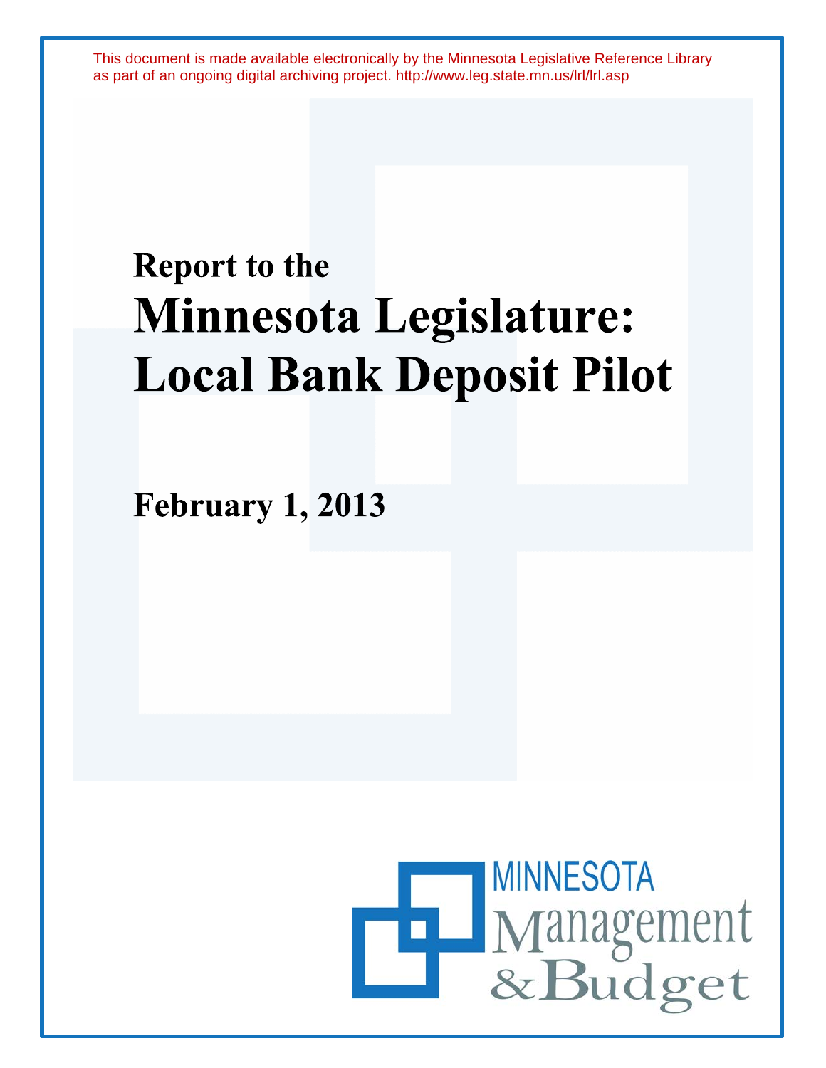This document is made available electronically by the Minnesota Legislative Reference Library as part of an ongoing digital archiving project. http://www.leg.state.mn.us/lrl/lrl.asp

# Report to the Minnesota Legislature: Local Bank Deposit Pilot

**February 1, 2013**

MINNESOTA Management & Budget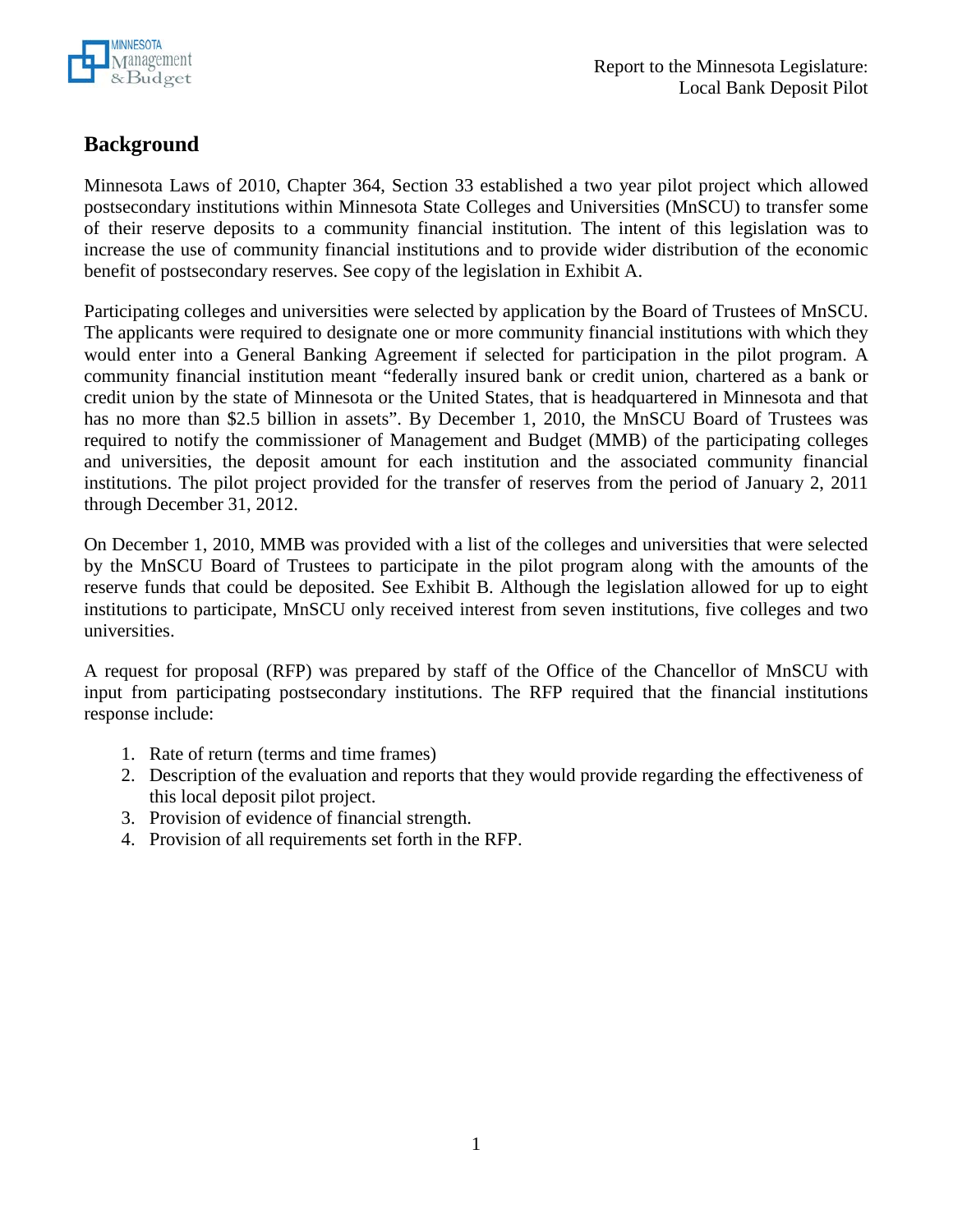## Background

Minnesota Laws of 2010, Chapter 364, Section 33 established a two year pilot project which allowed postsecondary institutions within Minnesota State Colleges and Universities (MnSCU) to transfer some of their reserve deposits to a community financial institution. The intent of this legislation was to increase the use of community financial institutions and to provide wider distribution of the economic benefit of postsecondary reserves. See copy of the legislation in Exhibit A.

Participating colleges and universities were selected by application by the Board of Trustees of MnSCU. The applicants were required to designate one or more community financial institutions with which they would enter into a General Banking Agreement if selected for participation in the pilot program. A community financial institution meant "federally insured bank or credit union, chartered as a bank or credit union by the state of Minnesota or the United States, that is headquartered in Minnesota and that has no more than $2.5 billion in assets". By December 1, 2010, the MnSCU Board of Trustees was required to notify the commissioner of Management and Budget (MMB) of the participating colleges and universities, the deposit amount for each institution and the associated community financial institutions. The pilot project provided for the transfer of reserves from the period of January 2, 2011 through December 31, 2012.

On December 1, 2010, MMB was provided with a list of the colleges and universities that were selected by the MnSCU Board of Trustees to participate in the pilot program along with the amounts of the reserve funds that could be deposited. See Exhibit B. Although the legislation allowed for up to eight institutions to participate, MnSCU only received interest from seven institutions, five colleges and two universities.

A request for proposal (RFP) was prepared by staff of the Office of the Chancellor of MnSCU with input from participating postsecondary institutions. The RFP required that the financial institutions response include:

1. Rate of return (terms and time frames)
2. Description of the evaluation and reports that they would provide regarding the effectiveness of this local deposit pilot project.
3. Provision of evidence of financial strength.
4. Provision of all requirements set forth in the RFP.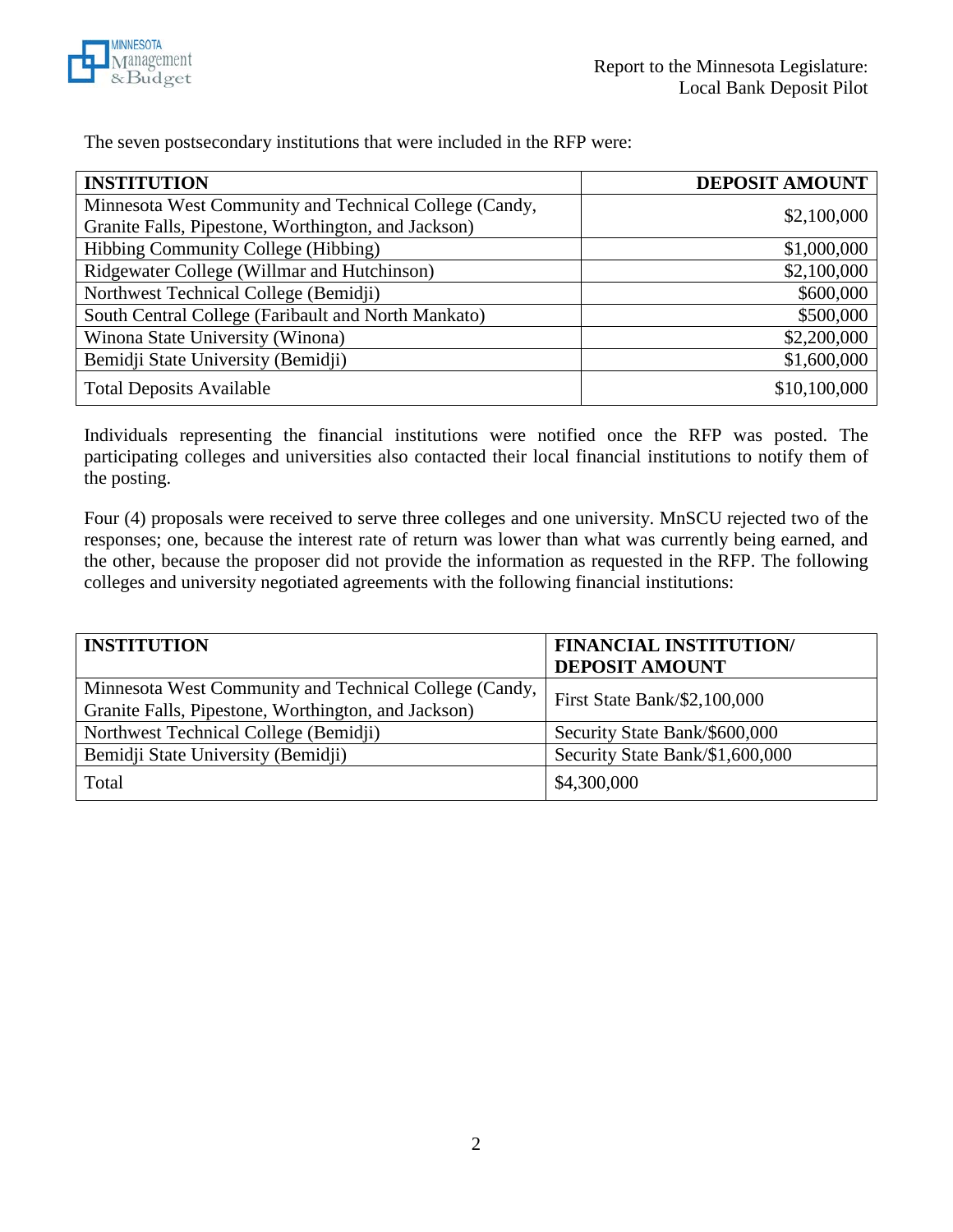The seven postsecondary institutions that were included in the RFP were:

| INSTITUTION | DEPOSIT AMOUNT |
| --- | --- |
| Minnesota West Community and Technical College (Candy, Granite Falls, Pipestone, Worthington, and Jackson) | $2,100,000 |
| Hibbing Community College (Hibbing) | $1,000,000 |
| Ridgewater College (Willmar and Hutchinson) | $2,100,000 |
| Northwest Technical College (Bemidji) | $600,000 |
| South Central College (Faribault and North Mankato) | $500,000 |
| Winona State University (Winona) | $2,200,000 |
| Bemidji State University (Bemidji) | $1,600,000 |
| Total Deposits Available | $10,100,000 |

Individuals representing the financial institutions were notified once the RFP was posted. The participating colleges and universities also contacted their local financial institutions to notify them of the posting.

Four (4) proposals were received to serve three colleges and one university. MnSCU rejected two of the responses; one, because the interest rate of return was lower than what was currently being earned, and the other, because the proposer did not provide the information as requested in the RFP. The following colleges and university negotiated agreements with the following financial institutions:

| INSTITUTION | FINANCIAL INSTITUTION/ DEPOSIT AMOUNT |
| --- | --- |
| Minnesota West Community and Technical College (Candy, Granite Falls, Pipestone, Worthington, and Jackson) | First State Bank/$2,100,000 |
| Northwest Technical College (Bemidji) | Security State Bank/$600,000 |
| Bemidji State University (Bemidji) | Security State Bank/$1,600,000 |
| Total | $4,300,000 |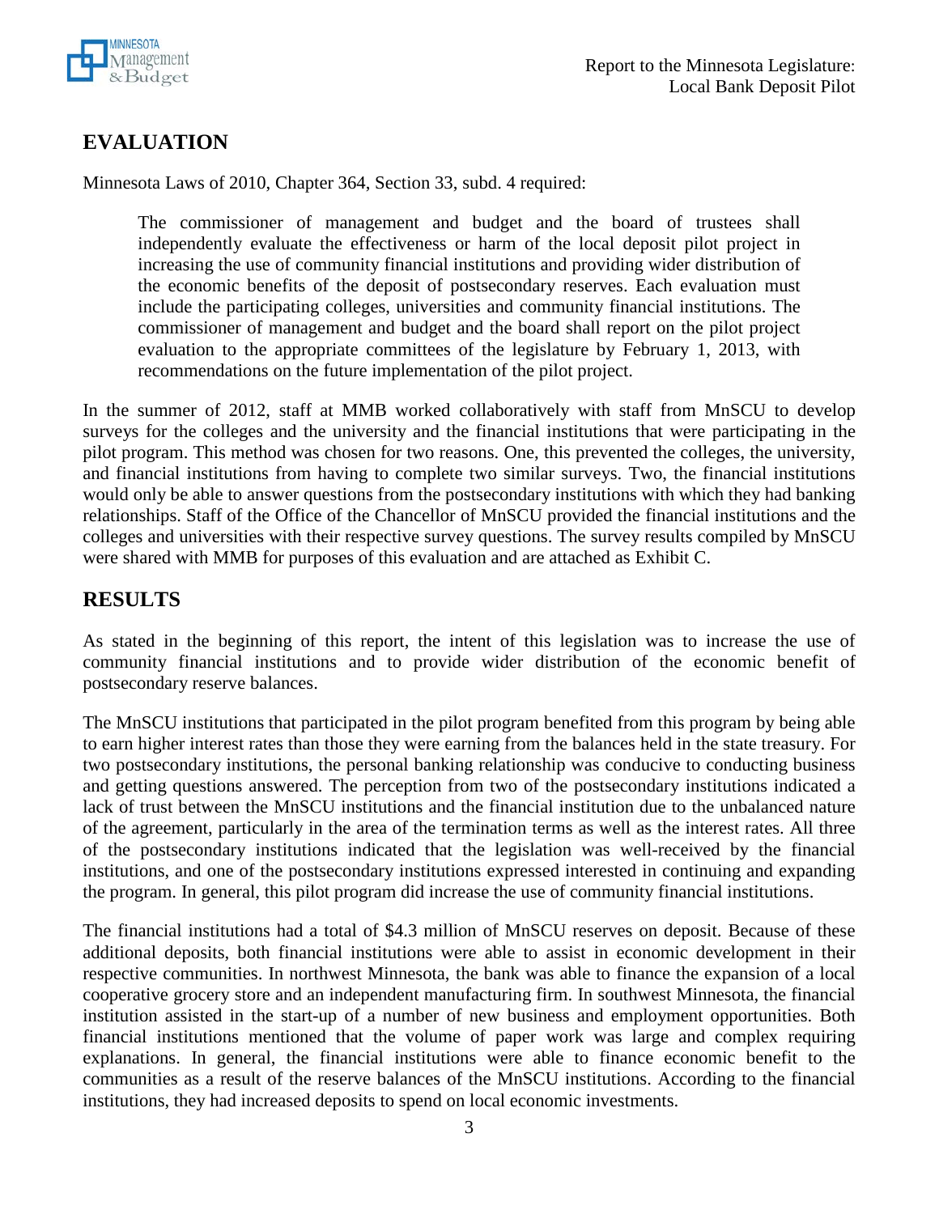## EVALUATION

Minnesota Laws of 2010, Chapter 364, Section 33, subd. 4 required:

> The commissioner of management and budget and the board of trustees shall independently evaluate the effectiveness or harm of the local deposit pilot project in increasing the use of community financial institutions and providing wider distribution of the economic benefits of the deposit of postsecondary reserves. Each evaluation must include the participating colleges, universities and community financial institutions. The commissioner of management and budget and the board shall report on the pilot project evaluation to the appropriate committees of the legislature by February 1, 2013, with recommendations on the future implementation of the pilot project.

In the summer of 2012, staff at MMB worked collaboratively with staff from MnSCU to develop surveys for the colleges and the university and the financial institutions that were participating in the pilot program. This method was chosen for two reasons. One, this prevented the colleges, the university, and financial institutions from having to complete two similar surveys. Two, the financial institutions would only be able to answer questions from the postsecondary institutions with which they had banking relationships. Staff of the Office of the Chancellor of MnSCU provided the financial institutions and the colleges and universities with their respective survey questions. The survey results compiled by MnSCU were shared with MMB for purposes of this evaluation and are attached as Exhibit C.

## RESULTS

As stated in the beginning of this report, the intent of this legislation was to increase the use of community financial institutions and to provide wider distribution of the economic benefit of postsecondary reserve balances.

The MnSCU institutions that participated in the pilot program benefited from this program by being able to earn higher interest rates than those they were earning from the balances held in the state treasury. For two postsecondary institutions, the personal banking relationship was conducive to conducting business and getting questions answered. The perception from two of the postsecondary institutions indicated a lack of trust between the MnSCU institutions and the financial institution due to the unbalanced nature of the agreement, particularly in the area of the termination terms as well as the interest rates. All three of the postsecondary institutions indicated that the legislation was well-received by the financial institutions, and one of the postsecondary institutions expressed interested in continuing and expanding the program. In general, this pilot program did increase the use of community financial institutions.

The financial institutions had a total of $4.3 million of MnSCU reserves on deposit. Because of these additional deposits, both financial institutions were able to assist in economic development in their respective communities. In northwest Minnesota, the bank was able to finance the expansion of a local cooperative grocery store and an independent manufacturing firm. In southwest Minnesota, the financial institution assisted in the start-up of a number of new business and employment opportunities. Both financial institutions mentioned that the volume of paper work was large and complex requiring explanations. In general, the financial institutions were able to finance economic benefit to the communities as a result of the reserve balances of the MnSCU institutions. According to the financial institutions, they had increased deposits to spend on local economic investments.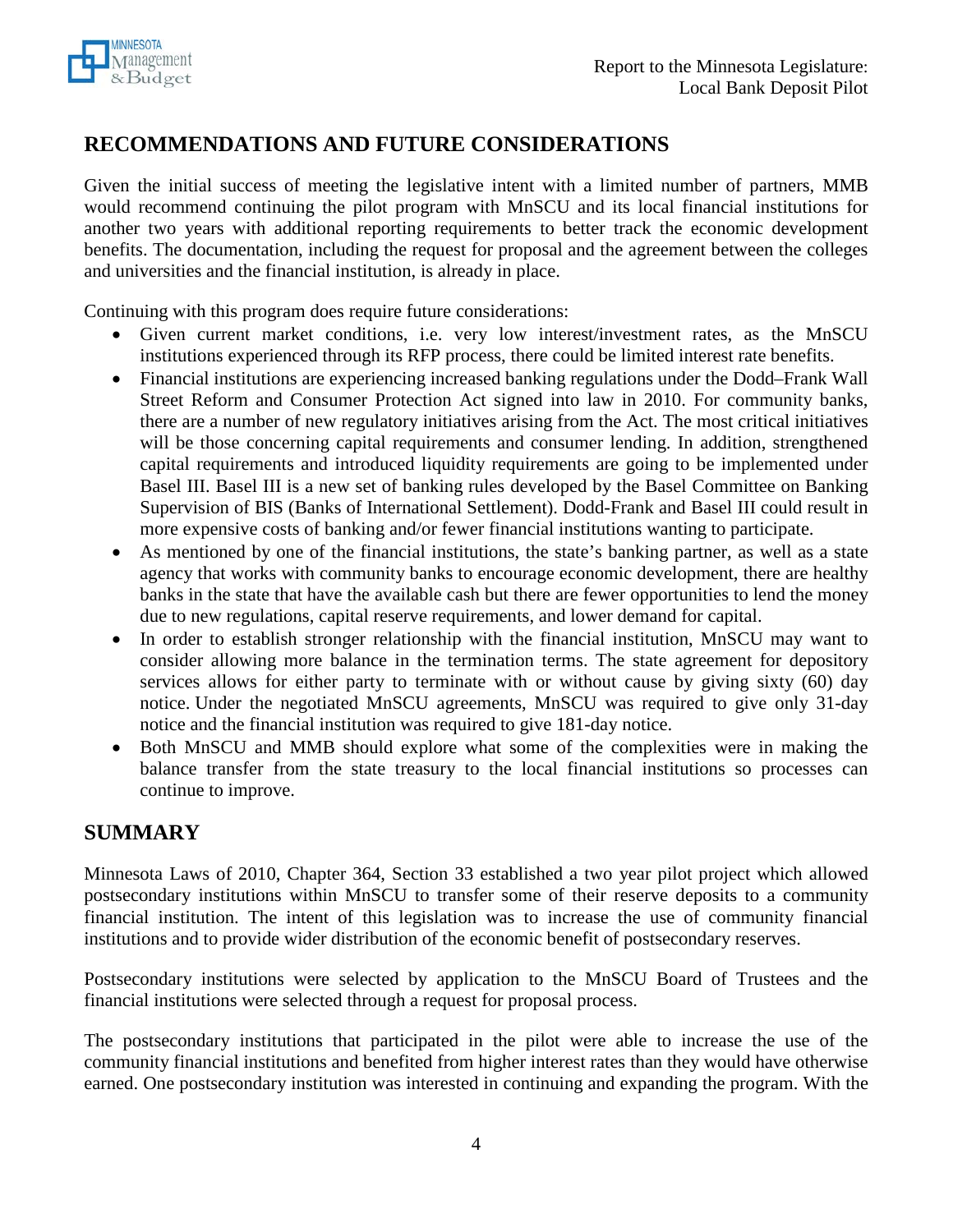## RECOMMENDATIONS AND FUTURE CONSIDERATIONS

Given the initial success of meeting the legislative intent with a limited number of partners, MMB would recommend continuing the pilot program with MnSCU and its local financial institutions for another two years with additional reporting requirements to better track the economic development benefits. The documentation, including the request for proposal and the agreement between the colleges and universities and the financial institution, is already in place.

Continuing with this program does require future considerations:

- Given current market conditions, i.e. very low interest/investment rates, as the MnSCU institutions experienced through its RFP process, there could be limited interest rate benefits.
- Financial institutions are experiencing increased banking regulations under the Dodd–Frank Wall Street Reform and Consumer Protection Act signed into law in 2010. For community banks, there are a number of new regulatory initiatives arising from the Act. The most critical initiatives will be those concerning capital requirements and consumer lending. In addition, strengthened capital requirements and introduced liquidity requirements are going to be implemented under Basel III. Basel III is a new set of banking rules developed by the Basel Committee on Banking Supervision of BIS (Banks of International Settlement). Dodd-Frank and Basel III could result in more expensive costs of banking and/or fewer financial institutions wanting to participate.
- As mentioned by one of the financial institutions, the state's banking partner, as well as a state agency that works with community banks to encourage economic development, there are healthy banks in the state that have the available cash but there are fewer opportunities to lend the money due to new regulations, capital reserve requirements, and lower demand for capital.
- In order to establish stronger relationship with the financial institution, MnSCU may want to consider allowing more balance in the termination terms. The state agreement for depository services allows for either party to terminate with or without cause by giving sixty (60) day notice. Under the negotiated MnSCU agreements, MnSCU was required to give only 31-day notice and the financial institution was required to give 181-day notice.
- Both MnSCU and MMB should explore what some of the complexities were in making the balance transfer from the state treasury to the local financial institutions so processes can continue to improve.

## SUMMARY

Minnesota Laws of 2010, Chapter 364, Section 33 established a two year pilot project which allowed postsecondary institutions within MnSCU to transfer some of their reserve deposits to a community financial institution. The intent of this legislation was to increase the use of community financial institutions and to provide wider distribution of the economic benefit of postsecondary reserves.

Postsecondary institutions were selected by application to the MnSCU Board of Trustees and the financial institutions were selected through a request for proposal process.

The postsecondary institutions that participated in the pilot were able to increase the use of the community financial institutions and benefited from higher interest rates than they would have otherwise earned. One postsecondary institution was interested in continuing and expanding the program. With the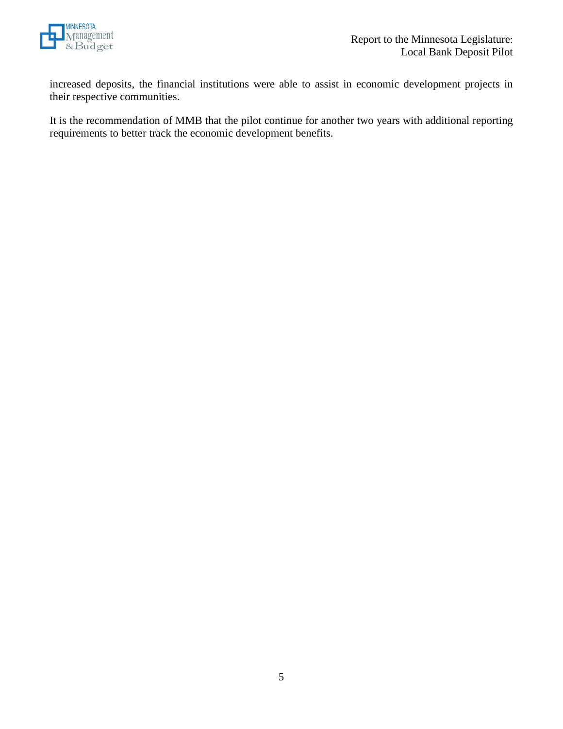increased deposits, the financial institutions were able to assist in economic development projects in their respective communities.

It is the recommendation of MMB that the pilot continue for another two years with additional reporting requirements to better track the economic development benefits.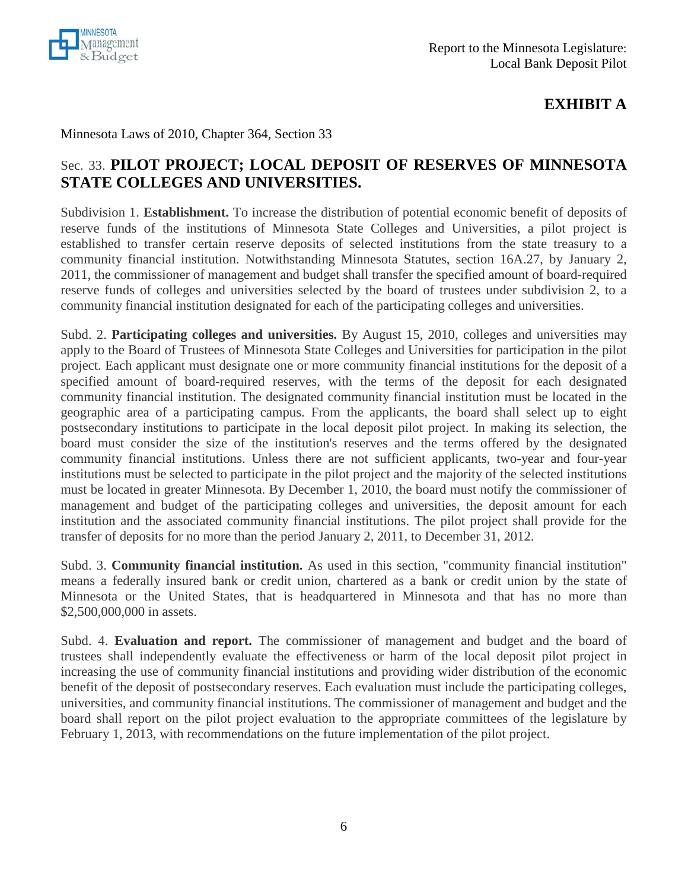## EXHIBIT A

Minnesota Laws of 2010, Chapter 364, Section 33

### Sec. 33. **PILOT PROJECT; LOCAL DEPOSIT OF RESERVES OF MINNESOTA STATE COLLEGES AND UNIVERSITIES.**

Subdivision 1. **Establishment.** To increase the distribution of potential economic benefit of deposits of reserve funds of the institutions of Minnesota State Colleges and Universities, a pilot project is established to transfer certain reserve deposits of selected institutions from the state treasury to a community financial institution. Notwithstanding Minnesota Statutes, section 16A.27, by January 2, 2011, the commissioner of management and budget shall transfer the specified amount of board-required reserve funds of colleges and universities selected by the board of trustees under subdivision 2, to a community financial institution designated for each of the participating colleges and universities.

Subd. 2. **Participating colleges and universities.** By August 15, 2010, colleges and universities may apply to the Board of Trustees of Minnesota State Colleges and Universities for participation in the pilot project. Each applicant must designate one or more community financial institutions for the deposit of a specified amount of board-required reserves, with the terms of the deposit for each designated community financial institution. The designated community financial institution must be located in the geographic area of a participating campus. From the applicants, the board shall select up to eight postsecondary institutions to participate in the local deposit pilot project. In making its selection, the board must consider the size of the institution's reserves and the terms offered by the designated community financial institutions. Unless there are not sufficient applicants, two-year and four-year institutions must be selected to participate in the pilot project and the majority of the selected institutions must be located in greater Minnesota. By December 1, 2010, the board must notify the commissioner of management and budget of the participating colleges and universities, the deposit amount for each institution and the associated community financial institutions. The pilot project shall provide for the transfer of deposits for no more than the period January 2, 2011, to December 31, 2012.

Subd. 3. **Community financial institution.** As used in this section, "community financial institution" means a federally insured bank or credit union, chartered as a bank or credit union by the state of Minnesota or the United States, that is headquartered in Minnesota and that has no more than $2,500,000,000 in assets.

Subd. 4. **Evaluation and report.** The commissioner of management and budget and the board of trustees shall independently evaluate the effectiveness or harm of the local deposit pilot project in increasing the use of community financial institutions and providing wider distribution of the economic benefit of the deposit of postsecondary reserves. Each evaluation must include the participating colleges, universities, and community financial institutions. The commissioner of management and budget and the board shall report on the pilot project evaluation to the appropriate committees of the legislature by February 1, 2013, with recommendations on the future implementation of the pilot project.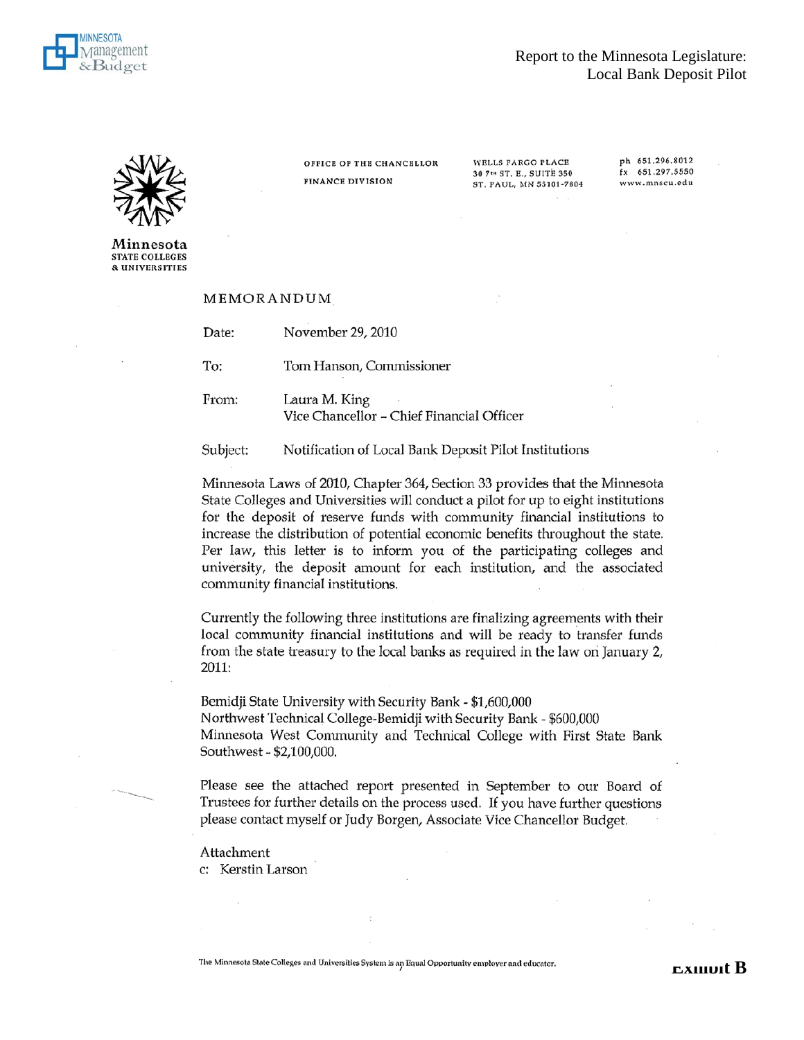Minnesota STATE COLLEGES & UNIVERSITIES

OFFICE OF THE CHANCELLOR
FINANCE DIVISION

WELLS FARGO PLACE
30 7TH ST. E., SUITE 350
ST. PAUL, MN 55101-7804

ph 651.296.8012
fx 651.297.5550
www.mnscu.edu

MEMORANDUM

Date: November 29, 2010

To: Tom Hanson, Commissioner

From: Laura M. King
Vice Chancellor – Chief Financial Officer

Subject: Notification of Local Bank Deposit Pilot Institutions

Minnesota Laws of 2010, Chapter 364, Section 33 provides that the Minnesota State Colleges and Universities will conduct a pilot for up to eight institutions for the deposit of reserve funds with community financial institutions to increase the distribution of potential economic benefits throughout the state. Per law, this letter is to inform you of the participating colleges and university, the deposit amount for each institution, and the associated community financial institutions.

Currently the following three institutions are finalizing agreements with their local community financial institutions and will be ready to transfer funds from the state treasury to the local banks as required in the law on January 2, 2011:

Bemidji State University with Security Bank - $1,600,000
Northwest Technical College-Bemidji with Security Bank - $600,000
Minnesota West Community and Technical College with First State Bank Southwest - $2,100,000.

Please see the attached report presented in September to our Board of Trustees for further details on the process used. If you have further questions please contact myself or Judy Borgen, Associate Vice Chancellor Budget.

Attachment
c: Kerstin Larson

The Minnesota State Colleges and Universities System is an Equal Opportunity employer and educator.

Exhibit B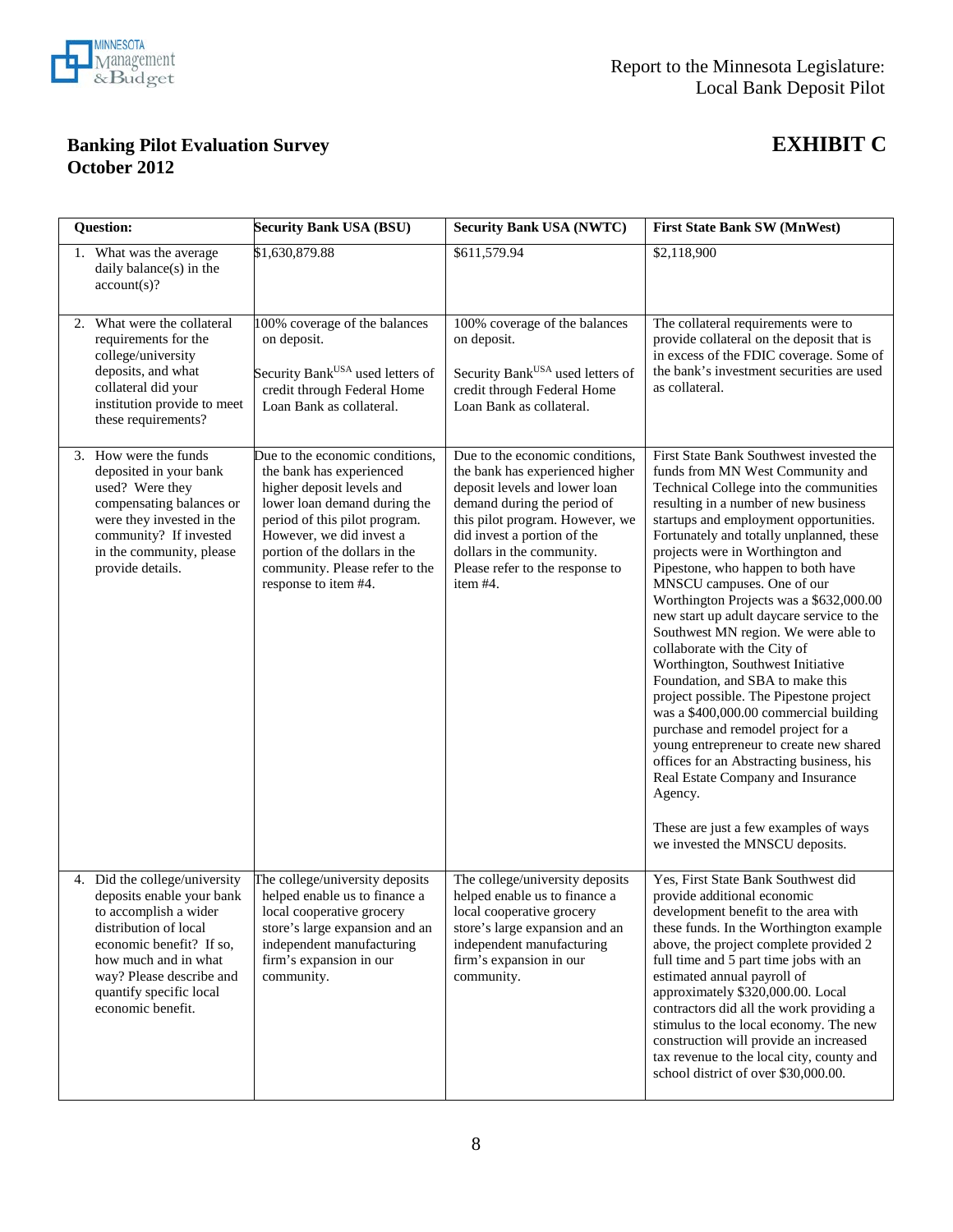## Banking Pilot Evaluation Survey
## October 2012

## EXHIBIT C

| Question: | Security Bank USA (BSU) | Security Bank USA (NWTC) | First State Bank SW (MnWest) |
|---|---|---|---|
| 1. What was the average daily balance(s) in the account(s)? | $1,630,879.88 | $611,579.94 | $2,118,900 |
| 2. What were the collateral requirements for the college/university deposits, and what collateral did your institution provide to meet these requirements? | 100% coverage of the balances on deposit.<br><br>Security Bank[USA] used letters of credit through Federal Home Loan Bank as collateral. | 100% coverage of the balances on deposit.<br><br>Security Bank[USA] used letters of credit through Federal Home Loan Bank as collateral. | The collateral requirements were to provide collateral on the deposit that is in excess of the FDIC coverage. Some of the bank's investment securities are used as collateral. |
| 3. How were the funds deposited in your bank used? Were they compensating balances or were they invested in the community? If invested in the community, please provide details. | Due to the economic conditions, the bank has experienced higher deposit levels and lower loan demand during the period of this pilot program. However, we did invest a portion of the dollars in the community. Please refer to the response to item #4. | Due to the economic conditions, the bank has experienced higher deposit levels and lower loan demand during the period of this pilot program. However, we did invest a portion of the dollars in the community. Please refer to the response to item #4. | First State Bank Southwest invested the funds from MN West Community and Technical College into the communities resulting in a number of new business startups and employment opportunities. Fortunately and totally unplanned, these projects were in Worthington and Pipestone, who happen to both have MNSCU campuses. One of our Worthington Projects was a $632,000.00 new start up adult daycare service to the Southwest MN region. We were able to collaborate with the City of Worthington, Southwest Initiative Foundation, and SBA to make this project possible. The Pipestone project was a $400,000.00 commercial building purchase and remodel project for a young entrepreneur to create new shared offices for an Abstracting business, his Real Estate Company and Insurance Agency.<br><br>These are just a few examples of ways we invested the MNSCU deposits. |
| 4. Did the college/university deposits enable your bank to accomplish a wider distribution of local economic benefit? If so, how much and in what way? Please describe and quantify specific local economic benefit. | The college/university deposits helped enable us to finance a local cooperative grocery store's large expansion and an independent manufacturing firm's expansion in our community. | The college/university deposits helped enable us to finance a local cooperative grocery store's large expansion and an independent manufacturing firm's expansion in our community. | Yes, First State Bank Southwest did provide additional economic development benefit to the area with these funds. In the Worthington example above, the project complete provided 2 full time and 5 part time jobs with an estimated annual payroll of approximately $320,000.00. Local contractors did all the work providing a stimulus to the local economy. The new construction will provide an increased tax revenue to the local city, county and school district of over $30,000.00. |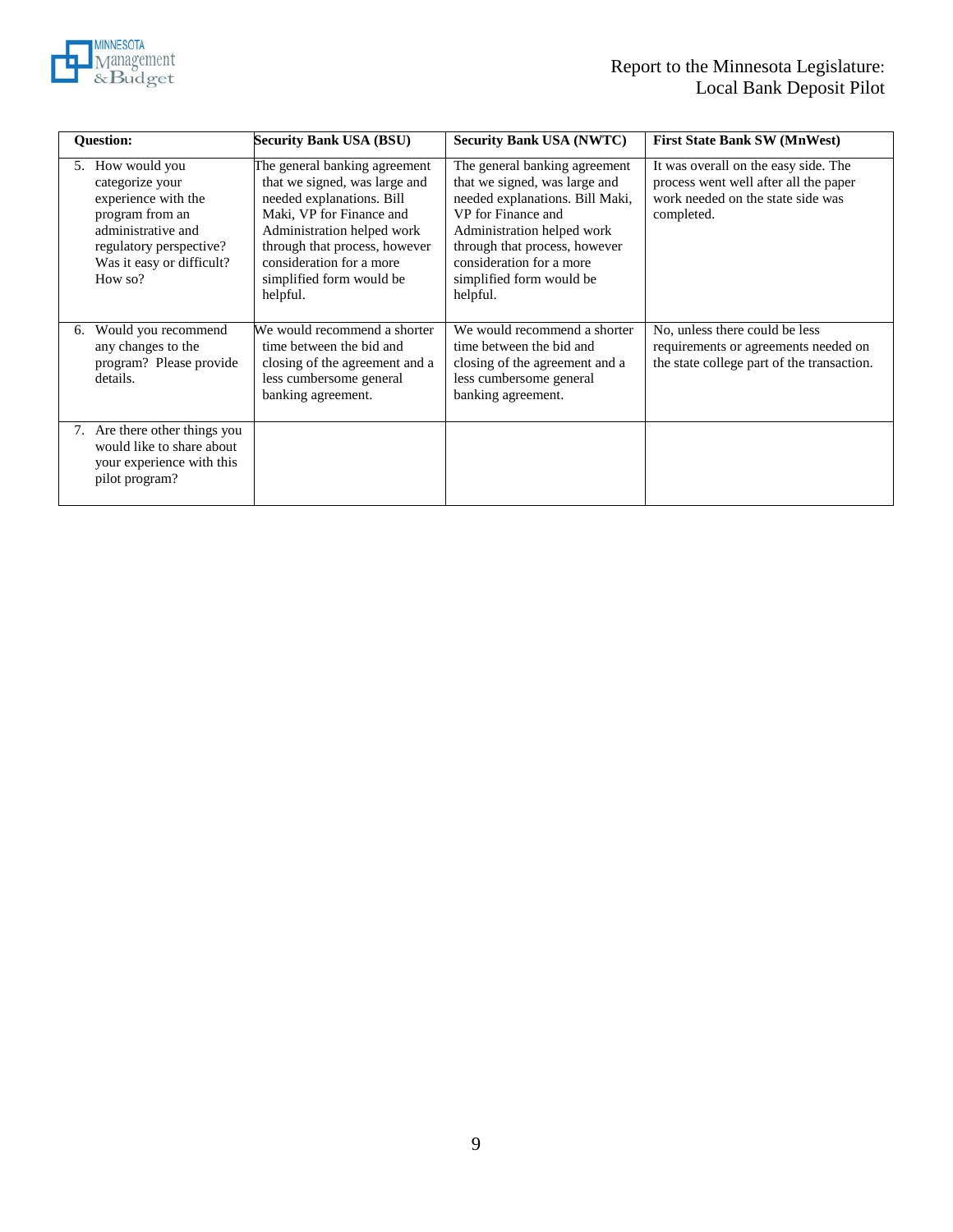| Question: | Security Bank USA (BSU) | Security Bank USA (NWTC) | First State Bank SW (MnWest) |
|---|---|---|---|
| 5. How would you categorize your experience with the program from an administrative and regulatory perspective? Was it easy or difficult? How so? | The general banking agreement that we signed, was large and needed explanations. Bill Maki, VP for Finance and Administration helped work through that process, however consideration for a more simplified form would be helpful. | The general banking agreement that we signed, was large and needed explanations. Bill Maki, VP for Finance and Administration helped work through that process, however consideration for a more simplified form would be helpful. | It was overall on the easy side. The process went well after all the paper work needed on the state side was completed. |
| 6. Would you recommend any changes to the program? Please provide details. | We would recommend a shorter time between the bid and closing of the agreement and a less cumbersome general banking agreement. | We would recommend a shorter time between the bid and closing of the agreement and a less cumbersome general banking agreement. | No, unless there could be less requirements or agreements needed on the state college part of the transaction. |
| 7. Are there other things you would like to share about your experience with this pilot program? | | | |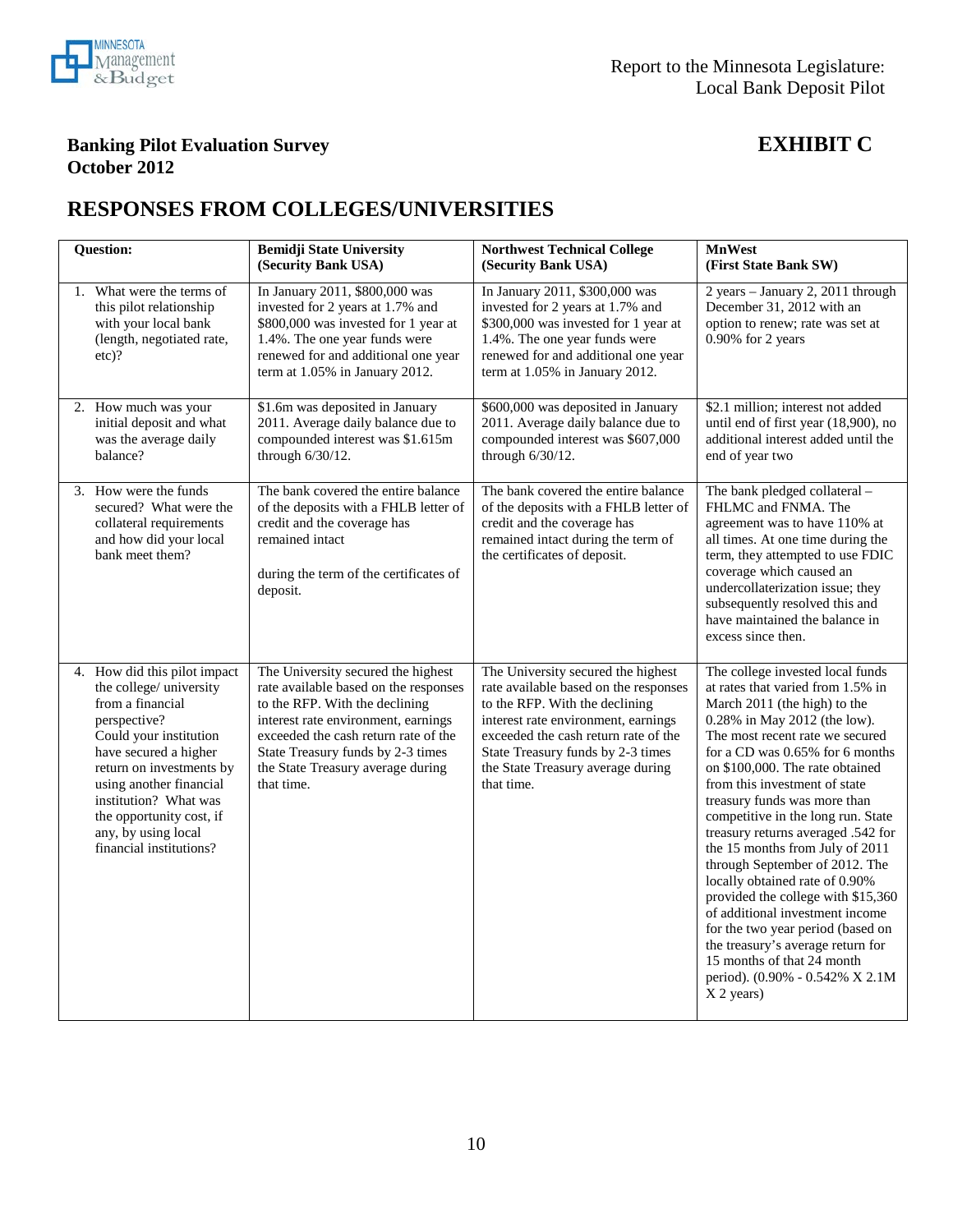**Banking Pilot Evaluation Survey**
**October 2012**

# EXHIBIT C

## RESPONSES FROM COLLEGES/UNIVERSITIES

| Question: | Bemidji State University (Security Bank USA) | Northwest Technical College (Security Bank USA) | MnWest (First State Bank SW) |
|---|---|---|---|
| 1. What were the terms of this pilot relationship with your local bank (length, negotiated rate, etc)? | In January 2011, $800,000 was invested for 2 years at 1.7% and $800,000 was invested for 1 year at 1.4%. The one year funds were renewed for and additional one year term at 1.05% in January 2012. | In January 2011, $300,000 was invested for 2 years at 1.7% and $300,000 was invested for 1 year at 1.4%. The one year funds were renewed for and additional one year term at 1.05% in January 2012. | 2 years – January 2, 2011 through December 31, 2012 with an option to renew; rate was set at 0.90% for 2 years |
| 2. How much was your initial deposit and what was the average daily balance? | $1.6m was deposited in January 2011. Average daily balance due to compounded interest was $1.615m through 6/30/12. | $600,000 was deposited in January 2011. Average daily balance due to compounded interest was $607,000 through 6/30/12. | $2.1 million; interest not added until end of first year (18,900), no additional interest added until the end of year two |
| 3. How were the funds secured? What were the collateral requirements and how did your local bank meet them? | The bank covered the entire balance of the deposits with a FHLB letter of credit and the coverage has remained intact<br><br>during the term of the certificates of deposit. | The bank covered the entire balance of the deposits with a FHLB letter of credit and the coverage has remained intact during the term of the certificates of deposit. | The bank pledged collateral – FHLMC and FNMA. The agreement was to have 110% at all times. At one time during the term, they attempted to use FDIC coverage which caused an undercollateralization issue; they subsequently resolved this and have maintained the balance in excess since then. |
| 4. How did this pilot impact the college/ university from a financial perspective? Could your institution have secured a higher return on investments by using another financial institution? What was the opportunity cost, if any, by using local financial institutions? | The University secured the highest rate available based on the responses to the RFP. With the declining interest rate environment, earnings exceeded the cash return rate of the State Treasury funds by 2-3 times the State Treasury average during that time. | The University secured the highest rate available based on the responses to the RFP. With the declining interest rate environment, earnings exceeded the cash return rate of the State Treasury funds by 2-3 times the State Treasury average during that time. | The college invested local funds at rates that varied from 1.5% in March 2011 (the high) to the 0.28% in May 2012 (the low). The most recent rate we secured for a CD was 0.65% for 6 months on $100,000. The rate obtained from this investment of state treasury funds was more than competitive in the long run. State treasury returns averaged .542 for the 15 months from July of 2011 through September of 2012. The locally obtained rate of 0.90% provided the college with $15,360 of additional investment income for the two year period (based on the treasury's average return for 15 months of that 24 month period). (0.90% - 0.542% X 2.1M X 2 years) |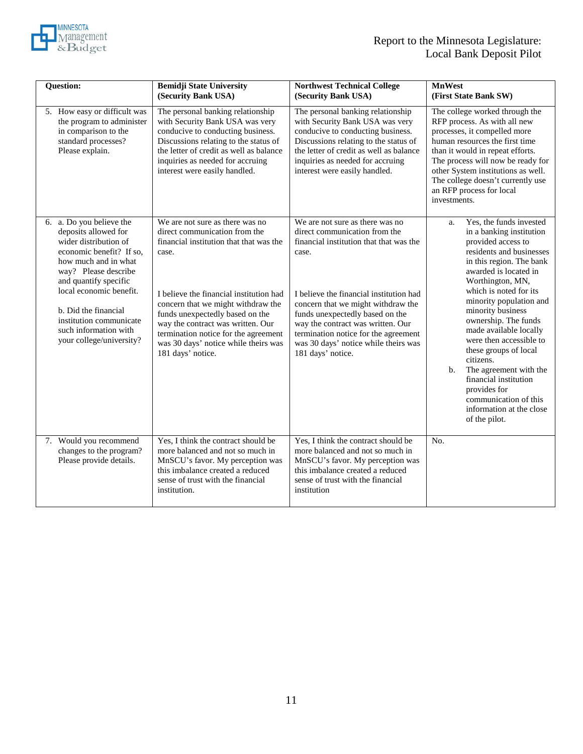| Question: | Bemidji State University (Security Bank USA) | Northwest Technical College (Security Bank USA) | MnWest (First State Bank SW) |
|---|---|---|---|
| 5. How easy or difficult was the program to administer in comparison to the standard processes? Please explain. | The personal banking relationship with Security Bank USA was very conducive to conducting business. Discussions relating to the status of the letter of credit as well as balance inquiries as needed for accruing interest were easily handled. | The personal banking relationship with Security Bank USA was very conducive to conducting business. Discussions relating to the status of the letter of credit as well as balance inquiries as needed for accruing interest were easily handled. | The college worked through the RFP process. As with all new processes, it compelled more human resources the first time than it would in repeat efforts. The process will now be ready for other System institutions as well. The college doesn't currently use an RFP process for local investments. |
| 6. a. Do you believe the deposits allowed for wider distribution of economic benefit? If so, how much and in what way? Please describe and quantify specific local economic benefit.<br><br>b. Did the financial institution communicate such information with your college/university? | We are not sure as there was no direct communication from the financial institution that that was the case.<br><br>I believe the financial institution had concern that we might withdraw the funds unexpectedly based on the way the contract was written. Our termination notice for the agreement was 30 days' notice while theirs was 181 days' notice. | We are not sure as there was no direct communication from the financial institution that that was the case.<br><br>I believe the financial institution had concern that we might withdraw the funds unexpectedly based on the way the contract was written. Our termination notice for the agreement was 30 days' notice while theirs was 181 days' notice. | a. Yes, the funds invested in a banking institution provided access to residents and businesses in this region. The bank awarded is located in Worthington, MN, which is noted for its minority population and minority business ownership. The funds made available locally were then accessible to these groups of local citizens.<br>b. The agreement with the financial institution provides for communication of this information at the close of the pilot. |
| 7. Would you recommend changes to the program? Please provide details. | Yes, I think the contract should be more balanced and not so much in MnSCU's favor. My perception was this imbalance created a reduced sense of trust with the financial institution. | Yes, I think the contract should be more balanced and not so much in MnSCU's favor. My perception was this imbalance created a reduced sense of trust with the financial institution | No. |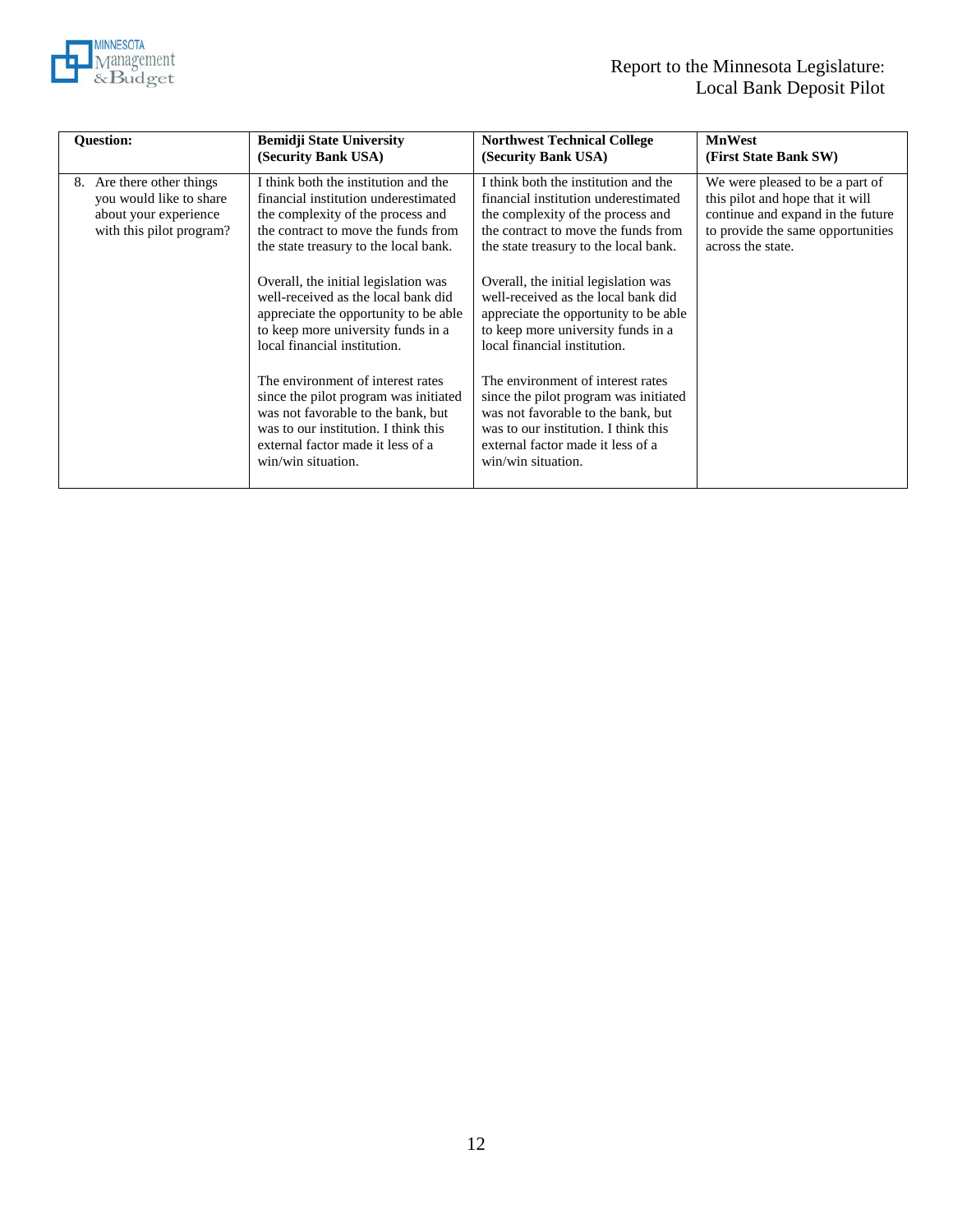| Question: | Bemidji State University (Security Bank USA) | Northwest Technical College (Security Bank USA) | MnWest (First State Bank SW) |
|---|---|---|---|
| 8. Are there other things you would like to share about your experience with this pilot program? | I think both the institution and the financial institution underestimated the complexity of the process and the contract to move the funds from the state treasury to the local bank.<br><br>Overall, the initial legislation was well-received as the local bank did appreciate the opportunity to be able to keep more university funds in a local financial institution.<br><br>The environment of interest rates since the pilot program was initiated was not favorable to the bank, but was to our institution. I think this external factor made it less of a win/win situation. | I think both the institution and the financial institution underestimated the complexity of the process and the contract to move the funds from the state treasury to the local bank.<br><br>Overall, the initial legislation was well-received as the local bank did appreciate the opportunity to be able to keep more university funds in a local financial institution.<br><br>The environment of interest rates since the pilot program was initiated was not favorable to the bank, but was to our institution. I think this external factor made it less of a win/win situation. | We were pleased to be a part of this pilot and hope that it will continue and expand in the future to provide the same opportunities across the state. |